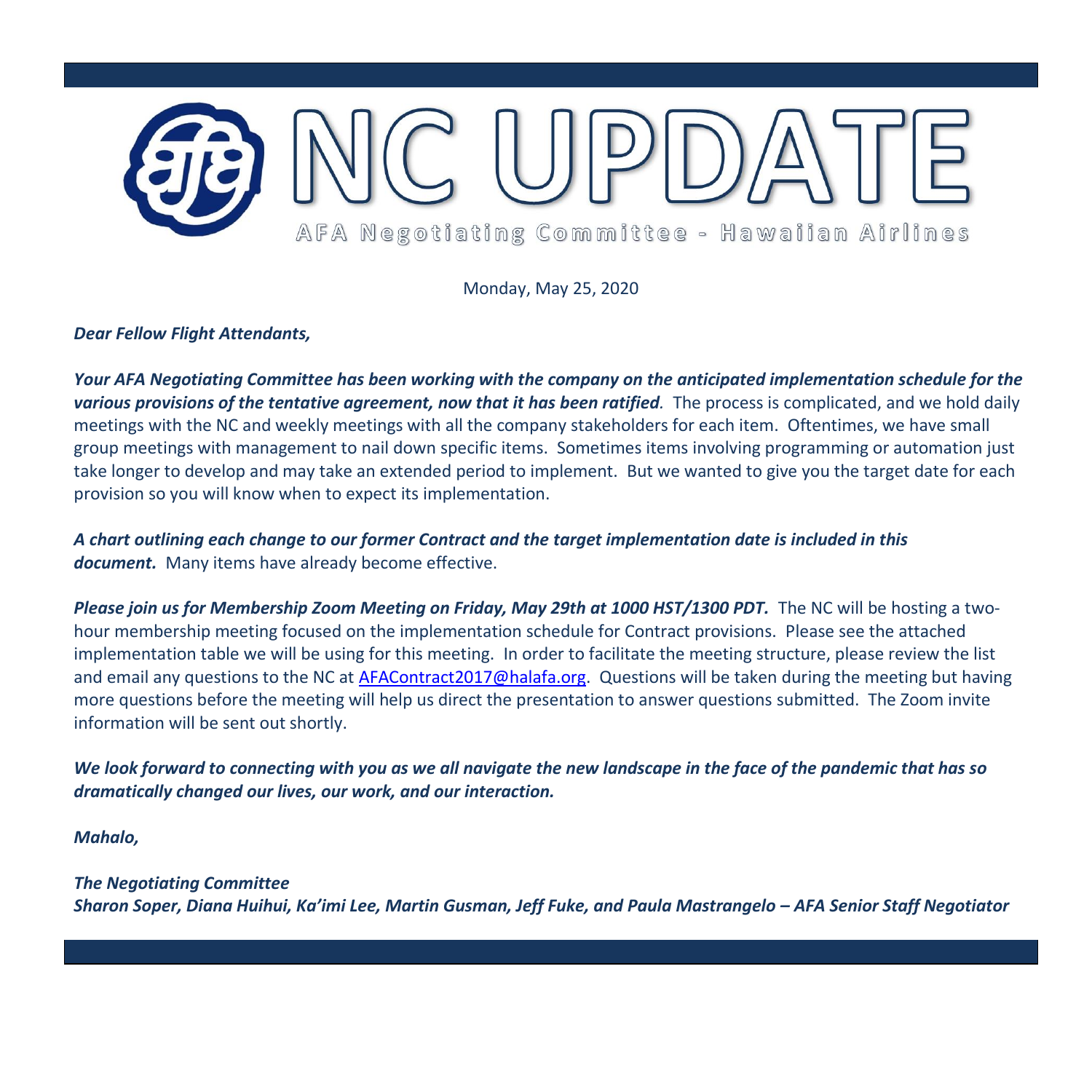# NC UPDATE

AFA Negotiating Committee - Hawaiian Airlines

Monday, May 25, 2020

***Dear Fellow Flight Attendants,***

***Your AFA Negotiating Committee has been working with the company on the anticipated implementation schedule for the various provisions of the tentative agreement, now that it has been ratified.*** The process is complicated, and we hold daily meetings with the NC and weekly meetings with all the company stakeholders for each item. Oftentimes, we have small group meetings with management to nail down specific items. Sometimes items involving programming or automation just take longer to develop and may take an extended period to implement. But we wanted to give you the target date for each provision so you will know when to expect its implementation.

***A chart outlining each change to our former Contract and the target implementation date is included in this document.*** Many items have already become effective.

***Please join us for Membership Zoom Meeting on Friday, May 29th at 1000 HST/1300 PDT.*** The NC will be hosting a two-hour membership meeting focused on the implementation schedule for Contract provisions. Please see the attached implementation table we will be using for this meeting. In order to facilitate the meeting structure, please review the list and email any questions to the NC at [AFAContract2017@halafa.org](mailto:AFAContract2017@halafa.org). Questions will be taken during the meeting but having more questions before the meeting will help us direct the presentation to answer questions submitted. The Zoom invite information will be sent out shortly.

***We look forward to connecting with you as we all navigate the new landscape in the face of the pandemic that has so dramatically changed our lives, our work, and our interaction.***

***Mahalo,***

***The Negotiating Committee***
***Sharon Soper, Diana Huihui, Ka'imi Lee, Martin Gusman, Jeff Fuke, and Paula Mastrangelo – AFA Senior Staff Negotiator***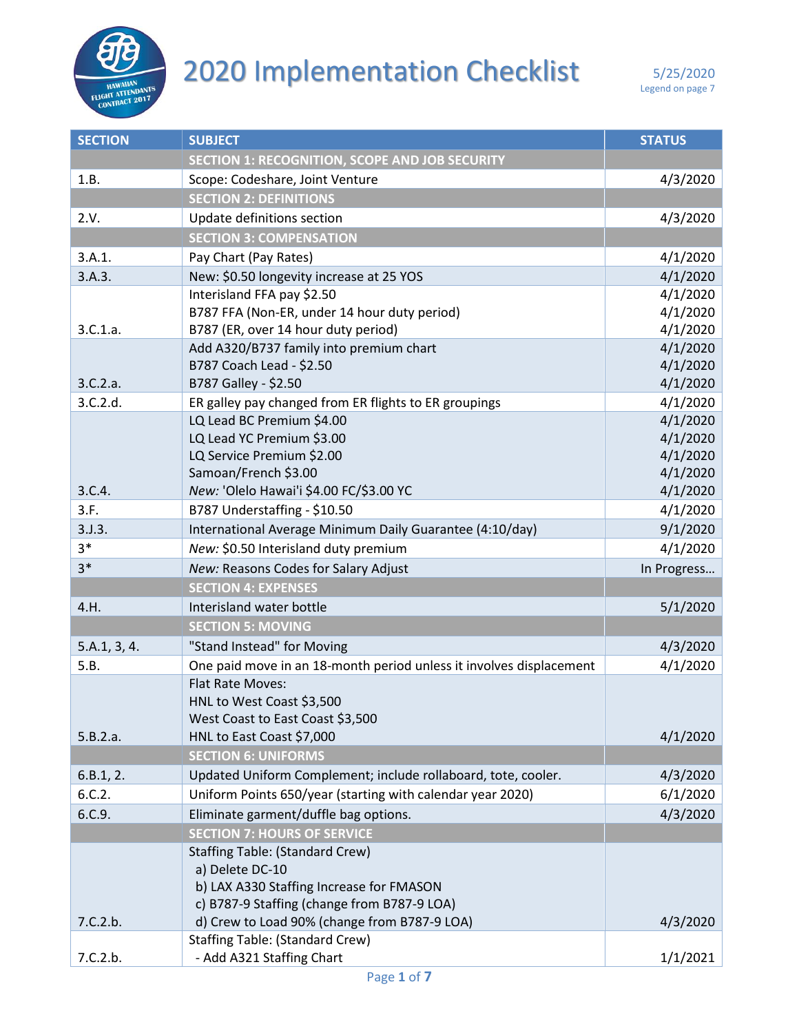# 2020 Implementation Checklist

5/25/2020
Legend on page 7

| SECTION | SUBJECT | STATUS |
|---|---|---|
| | **SECTION 1: RECOGNITION, SCOPE AND JOB SECURITY** | |
| 1.B. | Scope: Codeshare, Joint Venture | 4/3/2020 |
| | **SECTION 2: DEFINITIONS** | |
| 2.V. | Update definitions section | 4/3/2020 |
| | **SECTION 3: COMPENSATION** | |
| 3.A.1. | Pay Chart (Pay Rates) | 4/1/2020 |
| 3.A.3. | New: $0.50 longevity increase at 25 YOS | 4/1/2020 |
| 3.C.1.a. | Interisland FFA pay $2.50<br>B787 FFA (Non-ER, under 14 hour duty period)<br>B787 (ER, over 14 hour duty period) | 4/1/2020<br>4/1/2020<br>4/1/2020 |
| 3.C.2.a. | Add A320/B737 family into premium chart<br>B787 Coach Lead - $2.50<br>B787 Galley - $2.50 | 4/1/2020<br>4/1/2020<br>4/1/2020 |
| 3.C.2.d. | ER galley pay changed from ER flights to ER groupings | 4/1/2020 |
| 3.C.4. | LQ Lead BC Premium $4.00<br>LQ Lead YC Premium $3.00<br>LQ Service Premium $2.00<br>Samoan/French $3.00<br>*New:* 'Olelo Hawai'i $4.00 FC/$3.00 YC | 4/1/2020<br>4/1/2020<br>4/1/2020<br>4/1/2020<br>4/1/2020 |
| 3.F. | B787 Understaffing - $10.50 | 4/1/2020 |
| 3.J.3. | International Average Minimum Daily Guarantee (4:10/day) | 9/1/2020 |
| 3* | *New:* $0.50 Interisland duty premium | 4/1/2020 |
| 3* | *New:* Reasons Codes for Salary Adjust | In Progress… |
| | **SECTION 4: EXPENSES** | |
| 4.H. | Interisland water bottle | 5/1/2020 |
| | **SECTION 5: MOVING** | |
| 5.A.1, 3, 4. | "Stand Instead" for Moving | 4/3/2020 |
| 5.B. | One paid move in an 18-month period unless it involves displacement | 4/1/2020 |
| 5.B.2.a. | Flat Rate Moves:<br>HNL to West Coast $3,500<br>West Coast to East Coast $3,500<br>HNL to East Coast $7,000 | 4/1/2020 |
| | **SECTION 6: UNIFORMS** | |
| 6.B.1, 2. | Updated Uniform Complement; include rollaboard, tote, cooler. | 4/3/2020 |
| 6.C.2. | Uniform Points 650/year (starting with calendar year 2020) | 6/1/2020 |
| 6.C.9. | Eliminate garment/duffle bag options. | 4/3/2020 |
| | **SECTION 7: HOURS OF SERVICE** | |
| 7.C.2.b. | Staffing Table: (Standard Crew)<br>a) Delete DC-10<br>b) LAX A330 Staffing Increase for FMASON<br>c) B787-9 Staffing (change from B787-9 LOA)<br>d) Crew to Load 90% (change from B787-9 LOA) | 4/3/2020 |
| 7.C.2.b. | Staffing Table: (Standard Crew)<br>- Add A321 Staffing Chart | 1/1/2021 |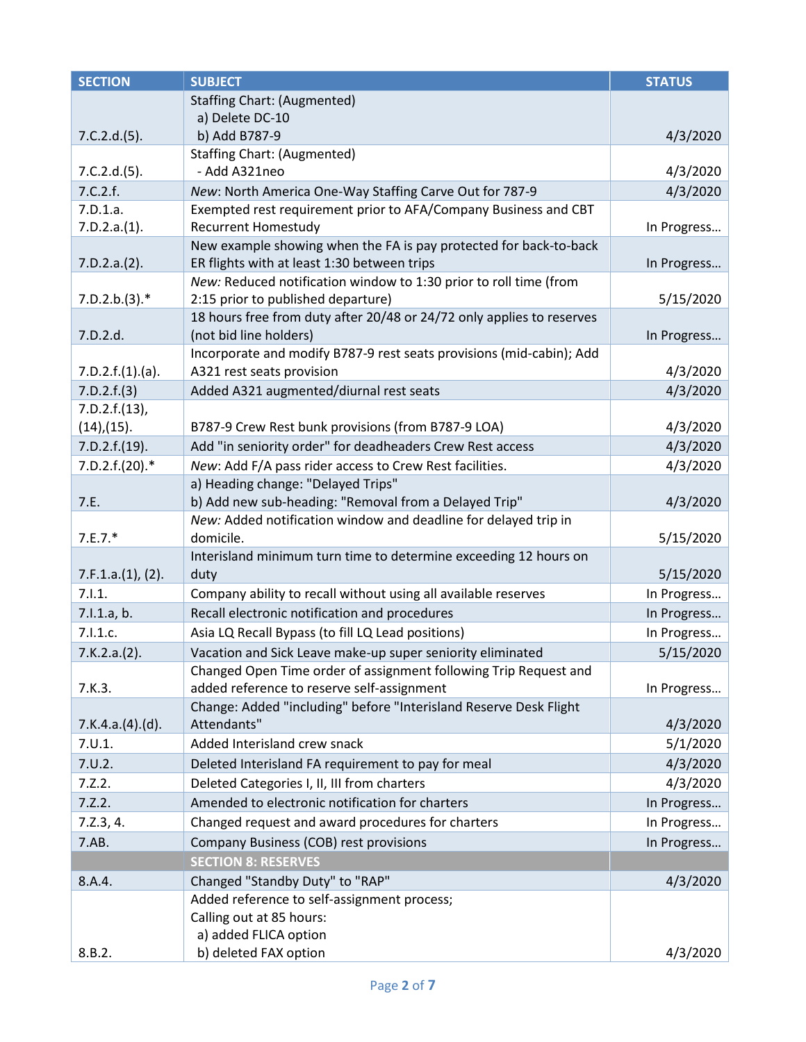| SECTION | SUBJECT | STATUS |
|---|---|---|
| 7.C.2.d.(5). | Staffing Chart: (Augmented)<br>a) Delete DC-10<br>b) Add B787-9 | 4/3/2020 |
| 7.C.2.d.(5). | Staffing Chart: (Augmented)<br>- Add A321neo | 4/3/2020 |
| 7.C.2.f. | *New*: North America One-Way Staffing Carve Out for 787-9 | 4/3/2020 |
| 7.D.1.a.<br>7.D.2.a.(1). | Exempted rest requirement prior to AFA/Company Business and CBT Recurrent Homestudy | In Progress… |
| 7.D.2.a.(2). | New example showing when the FA is pay protected for back-to-back ER flights with at least 1:30 between trips | In Progress… |
| 7.D.2.b.(3).* | *New:* Reduced notification window to 1:30 prior to roll time (from 2:15 prior to published departure) | 5/15/2020 |
| 7.D.2.d. | 18 hours free from duty after 20/48 or 24/72 only applies to reserves (not bid line holders) | In Progress… |
| 7.D.2.f.(1).(a). | Incorporate and modify B787-9 rest seats provisions (mid-cabin); Add A321 rest seats provision | 4/3/2020 |
| 7.D.2.f.(3) | Added A321 augmented/diurnal rest seats | 4/3/2020 |
| 7.D.2.f.(13), (14),(15). | B787-9 Crew Rest bunk provisions (from B787-9 LOA) | 4/3/2020 |
| 7.D.2.f.(19). | Add "in seniority order" for deadheaders Crew Rest access | 4/3/2020 |
| 7.D.2.f.(20).* | *New*: Add F/A pass rider access to Crew Rest facilities. | 4/3/2020 |
| 7.E. | a) Heading change: "Delayed Trips"<br>b) Add new sub-heading: "Removal from a Delayed Trip" | 4/3/2020 |
| 7.E.7.* | *New:* Added notification window and deadline for delayed trip in domicile. | 5/15/2020 |
| 7.F.1.a.(1), (2). | Interisland minimum turn time to determine exceeding 12 hours on duty | 5/15/2020 |
| 7.I.1. | Company ability to recall without using all available reserves | In Progress… |
| 7.I.1.a, b. | Recall electronic notification and procedures | In Progress… |
| 7.I.1.c. | Asia LQ Recall Bypass (to fill LQ Lead positions) | In Progress… |
| 7.K.2.a.(2). | Vacation and Sick Leave make-up super seniority eliminated | 5/15/2020 |
| 7.K.3. | Changed Open Time order of assignment following Trip Request and added reference to reserve self-assignment | In Progress… |
| 7.K.4.a.(4).(d). | Change: Added "including" before "Interisland Reserve Desk Flight Attendants" | 4/3/2020 |
| 7.U.1. | Added Interisland crew snack | 5/1/2020 |
| 7.U.2. | Deleted Interisland FA requirement to pay for meal | 4/3/2020 |
| 7.Z.2. | Deleted Categories I, II, III from charters | 4/3/2020 |
| 7.Z.2. | Amended to electronic notification for charters | In Progress… |
| 7.Z.3, 4. | Changed request and award procedures for charters | In Progress… |
| 7.AB. | Company Business (COB) rest provisions | In Progress… |
| | **SECTION 8: RESERVES** | |
| 8.A.4. | Changed "Standby Duty" to "RAP" | 4/3/2020 |
| 8.B.2. | Added reference to self-assignment process;<br>Calling out at 85 hours:<br>a) added FLICA option<br>b) deleted FAX option | 4/3/2020 |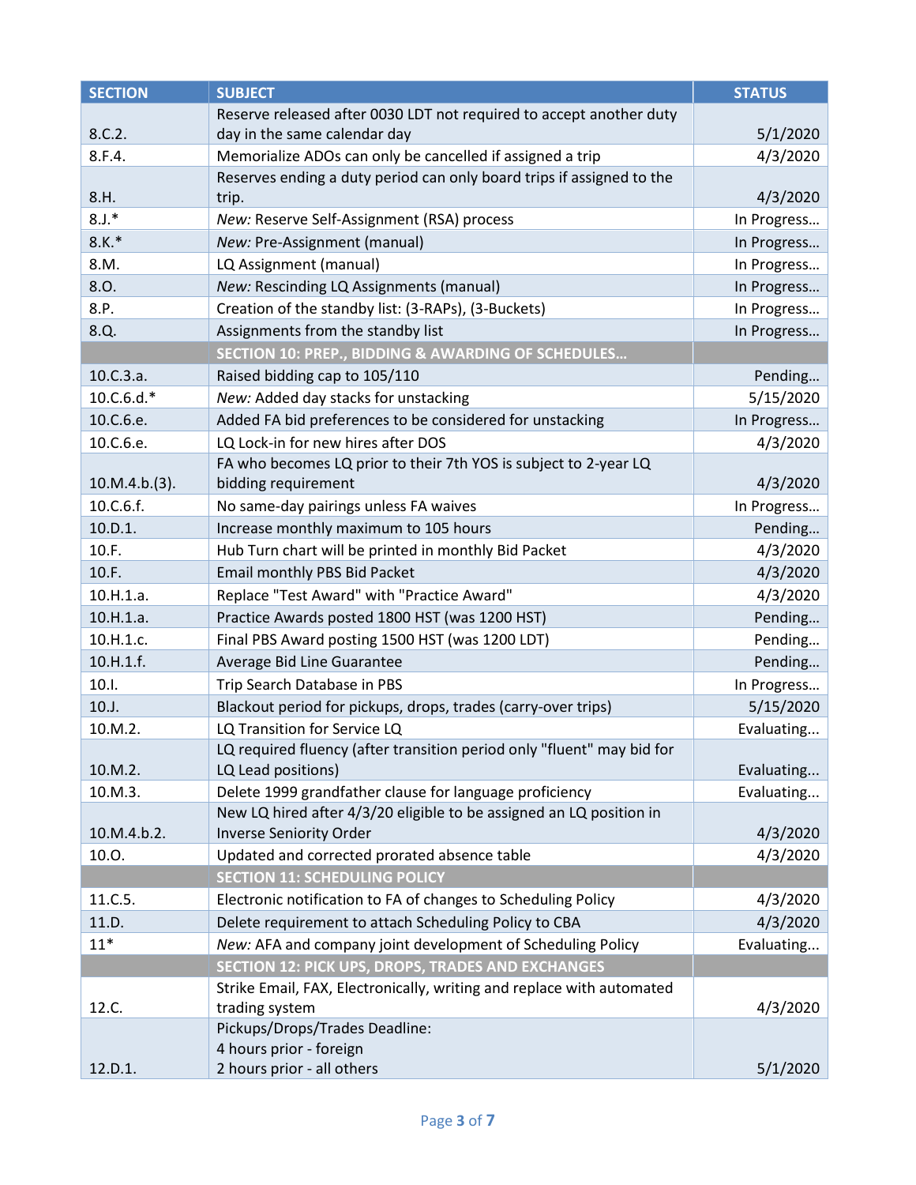| SECTION | SUBJECT | STATUS |
| --- | --- | --- |
| 8.C.2. | Reserve released after 0030 LDT not required to accept another duty day in the same calendar day | 5/1/2020 |
| 8.F.4. | Memorialize ADOs can only be cancelled if assigned a trip | 4/3/2020 |
| 8.H. | Reserves ending a duty period can only board trips if assigned to the trip. | 4/3/2020 |
| 8.J.* | *New:* Reserve Self-Assignment (RSA) process | In Progress… |
| 8.K.* | *New:* Pre-Assignment (manual) | In Progress… |
| 8.M. | LQ Assignment (manual) | In Progress… |
| 8.O. | *New:* Rescinding LQ Assignments (manual) | In Progress… |
| 8.P. | Creation of the standby list: (3-RAPs), (3-Buckets) | In Progress… |
| 8.Q. | Assignments from the standby list | In Progress… |
| | **SECTION 10: PREP., BIDDING & AWARDING OF SCHEDULES…** | |
| 10.C.3.a. | Raised bidding cap to 105/110 | Pending… |
| 10.C.6.d.* | *New:* Added day stacks for unstacking | 5/15/2020 |
| 10.C.6.e. | Added FA bid preferences to be considered for unstacking | In Progress… |
| 10.C.6.e. | LQ Lock-in for new hires after DOS | 4/3/2020 |
| 10.M.4.b.(3). | FA who becomes LQ prior to their 7th YOS is subject to 2-year LQ bidding requirement | 4/3/2020 |
| 10.C.6.f. | No same-day pairings unless FA waives | In Progress… |
| 10.D.1. | Increase monthly maximum to 105 hours | Pending… |
| 10.F. | Hub Turn chart will be printed in monthly Bid Packet | 4/3/2020 |
| 10.F. | Email monthly PBS Bid Packet | 4/3/2020 |
| 10.H.1.a. | Replace "Test Award" with "Practice Award" | 4/3/2020 |
| 10.H.1.a. | Practice Awards posted 1800 HST (was 1200 HST) | Pending… |
| 10.H.1.c. | Final PBS Award posting 1500 HST (was 1200 LDT) | Pending… |
| 10.H.1.f. | Average Bid Line Guarantee | Pending… |
| 10.I. | Trip Search Database in PBS | In Progress… |
| 10.J. | Blackout period for pickups, drops, trades (carry-over trips) | 5/15/2020 |
| 10.M.2. | LQ Transition for Service LQ | Evaluating… |
| 10.M.2. | LQ required fluency (after transition period only "fluent" may bid for LQ Lead positions) | Evaluating… |
| 10.M.3. | Delete 1999 grandfather clause for language proficiency | Evaluating… |
| 10.M.4.b.2. | New LQ hired after 4/3/20 eligible to be assigned an LQ position in Inverse Seniority Order | 4/3/2020 |
| 10.O. | Updated and corrected prorated absence table | 4/3/2020 |
| | **SECTION 11: SCHEDULING POLICY** | |
| 11.C.5. | Electronic notification to FA of changes to Scheduling Policy | 4/3/2020 |
| 11.D. | Delete requirement to attach Scheduling Policy to CBA | 4/3/2020 |
| 11* | *New:* AFA and company joint development of Scheduling Policy | Evaluating… |
| | **SECTION 12: PICK UPS, DROPS, TRADES AND EXCHANGES** | |
| 12.C. | Strike Email, FAX, Electronically, writing and replace with automated trading system | 4/3/2020 |
| 12.D.1. | Pickups/Drops/Trades Deadline:<br>4 hours prior - foreign<br>2 hours prior - all others | 5/1/2020 |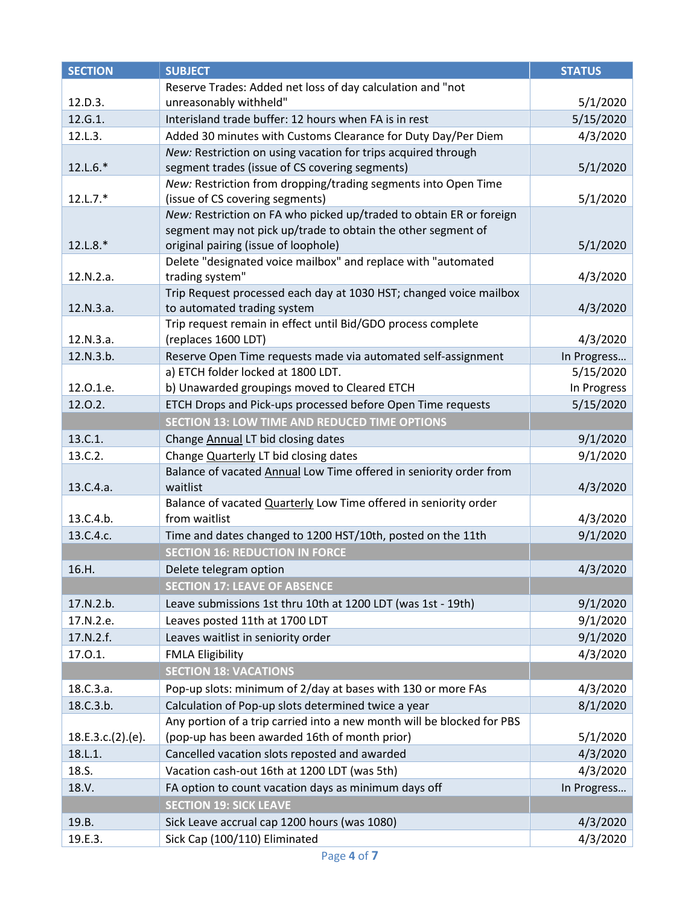| SECTION | SUBJECT | STATUS |
|---|---|---|
| 12.D.3. | Reserve Trades: Added net loss of day calculation and "not unreasonably withheld" | 5/1/2020 |
| 12.G.1. | Interisland trade buffer: 12 hours when FA is in rest | 5/15/2020 |
| 12.L.3. | Added 30 minutes with Customs Clearance for Duty Day/Per Diem | 4/3/2020 |
| 12.L.6.* | *New:* Restriction on using vacation for trips acquired through segment trades (issue of CS covering segments) | 5/1/2020 |
| 12.L.7.* | *New:* Restriction from dropping/trading segments into Open Time (issue of CS covering segments) | 5/1/2020 |
| 12.L.8.* | *New:* Restriction on FA who picked up/traded to obtain ER or foreign segment may not pick up/trade to obtain the other segment of original pairing (issue of loophole) | 5/1/2020 |
| 12.N.2.a. | Delete "designated voice mailbox" and replace with "automated trading system" | 4/3/2020 |
| 12.N.3.a. | Trip Request processed each day at 1030 HST; changed voice mailbox to automated trading system | 4/3/2020 |
| 12.N.3.a. | Trip request remain in effect until Bid/GDO process complete (replaces 1600 LDT) | 4/3/2020 |
| 12.N.3.b. | Reserve Open Time requests made via automated self-assignment | In Progress… |
| 12.O.1.e. | a) ETCH folder locked at 1800 LDT.<br>b) Unawarded groupings moved to Cleared ETCH | 5/15/2020<br>In Progress |
| 12.O.2. | ETCH Drops and Pick-ups processed before Open Time requests | 5/15/2020 |
| | **SECTION 13: LOW TIME AND REDUCED TIME OPTIONS** | |
| 13.C.1. | Change Annual LT bid closing dates | 9/1/2020 |
| 13.C.2. | Change Quarterly LT bid closing dates | 9/1/2020 |
| 13.C.4.a. | Balance of vacated Annual Low Time offered in seniority order from waitlist | 4/3/2020 |
| 13.C.4.b. | Balance of vacated Quarterly Low Time offered in seniority order from waitlist | 4/3/2020 |
| 13.C.4.c. | Time and dates changed to 1200 HST/10th, posted on the 11th | 9/1/2020 |
| | **SECTION 16: REDUCTION IN FORCE** | |
| 16.H. | Delete telegram option | 4/3/2020 |
| | **SECTION 17: LEAVE OF ABSENCE** | |
| 17.N.2.b. | Leave submissions 1st thru 10th at 1200 LDT (was 1st - 19th) | 9/1/2020 |
| 17.N.2.e. | Leaves posted 11th at 1700 LDT | 9/1/2020 |
| 17.N.2.f. | Leaves waitlist in seniority order | 9/1/2020 |
| 17.O.1. | FMLA Eligibility | 4/3/2020 |
| | **SECTION 18: VACATIONS** | |
| 18.C.3.a. | Pop-up slots: minimum of 2/day at bases with 130 or more FAs | 4/3/2020 |
| 18.C.3.b. | Calculation of Pop-up slots determined twice a year | 8/1/2020 |
| 18.E.3.c.(2).(e). | Any portion of a trip carried into a new month will be blocked for PBS (pop-up has been awarded 16th of month prior) | 5/1/2020 |
| 18.L.1. | Cancelled vacation slots reposted and awarded | 4/3/2020 |
| 18.S. | Vacation cash-out 16th at 1200 LDT (was 5th) | 4/3/2020 |
| 18.V. | FA option to count vacation days as minimum days off | In Progress… |
| | **SECTION 19: SICK LEAVE** | |
| 19.B. | Sick Leave accrual cap 1200 hours (was 1080) | 4/3/2020 |
| 19.E.3. | Sick Cap (100/110) Eliminated | 4/3/2020 |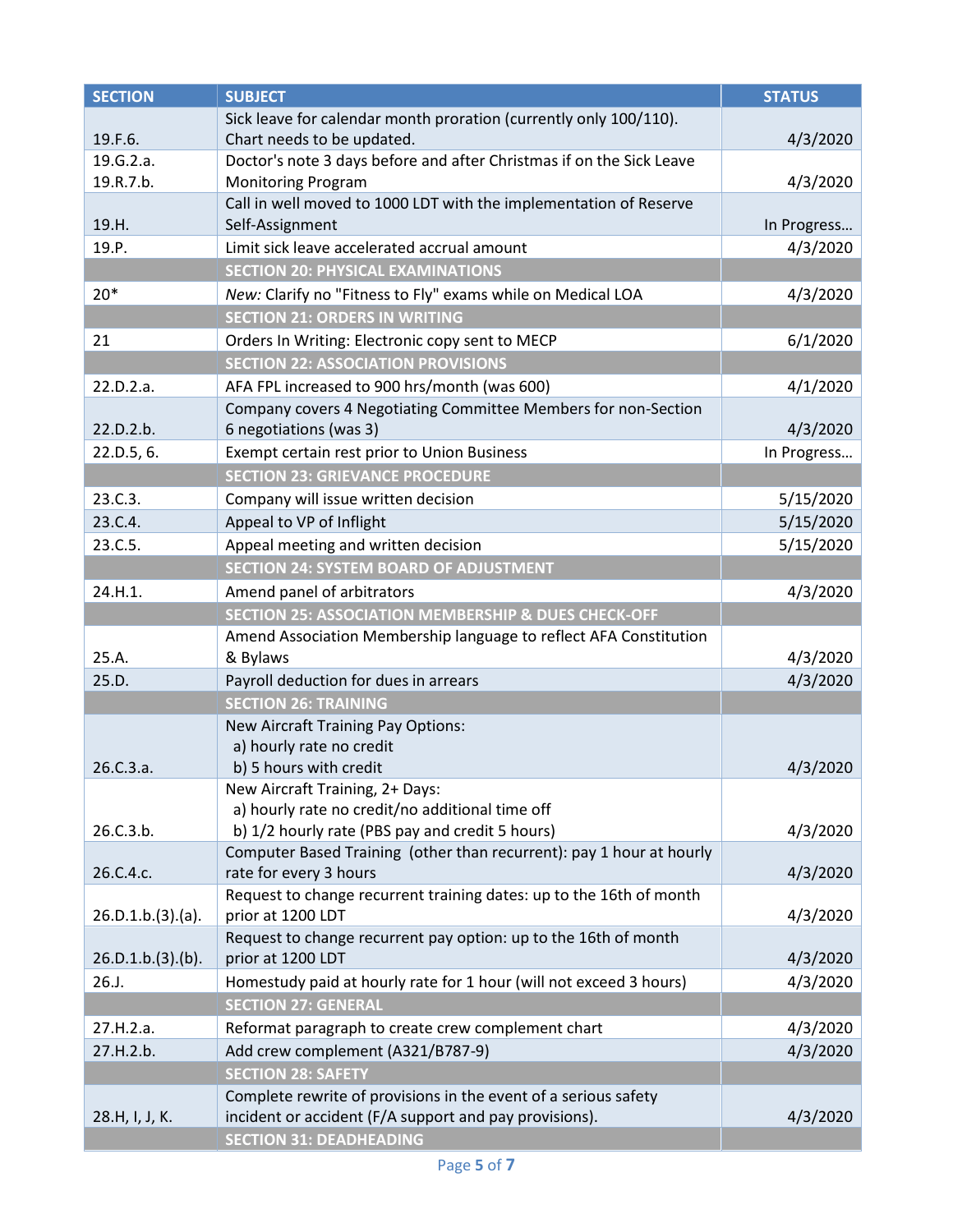| SECTION | SUBJECT | STATUS |
|---|---|---|
| 19.F.6. | Sick leave for calendar month proration (currently only 100/110). Chart needs to be updated. | 4/3/2020 |
| 19.G.2.a. 19.R.7.b. | Doctor's note 3 days before and after Christmas if on the Sick Leave Monitoring Program | 4/3/2020 |
| 19.H. | Call in well moved to 1000 LDT with the implementation of Reserve Self-Assignment | In Progress… |
| 19.P. | Limit sick leave accelerated accrual amount | 4/3/2020 |
| | **SECTION 20: PHYSICAL EXAMINATIONS** | |
| 20* | *New:* Clarify no "Fitness to Fly" exams while on Medical LOA | 4/3/2020 |
| | **SECTION 21: ORDERS IN WRITING** | |
| 21 | Orders In Writing: Electronic copy sent to MECP | 6/1/2020 |
| | **SECTION 22: ASSOCIATION PROVISIONS** | |
| 22.D.2.a. | AFA FPL increased to 900 hrs/month (was 600) | 4/1/2020 |
| 22.D.2.b. | Company covers 4 Negotiating Committee Members for non-Section 6 negotiations (was 3) | 4/3/2020 |
| 22.D.5, 6. | Exempt certain rest prior to Union Business | In Progress… |
| | **SECTION 23: GRIEVANCE PROCEDURE** | |
| 23.C.3. | Company will issue written decision | 5/15/2020 |
| 23.C.4. | Appeal to VP of Inflight | 5/15/2020 |
| 23.C.5. | Appeal meeting and written decision | 5/15/2020 |
| | **SECTION 24: SYSTEM BOARD OF ADJUSTMENT** | |
| 24.H.1. | Amend panel of arbitrators | 4/3/2020 |
| | **SECTION 25: ASSOCIATION MEMBERSHIP & DUES CHECK-OFF** | |
| 25.A. | Amend Association Membership language to reflect AFA Constitution & Bylaws | 4/3/2020 |
| 25.D. | Payroll deduction for dues in arrears | 4/3/2020 |
| | **SECTION 26: TRAINING** | |
| 26.C.3.a. | New Aircraft Training Pay Options: a) hourly rate no credit b) 5 hours with credit | 4/3/2020 |
| 26.C.3.b. | New Aircraft Training, 2+ Days: a) hourly rate no credit/no additional time off b) 1/2 hourly rate (PBS pay and credit 5 hours) | 4/3/2020 |
| 26.C.4.c. | Computer Based Training (other than recurrent): pay 1 hour at hourly rate for every 3 hours | 4/3/2020 |
| 26.D.1.b.(3).(a). | Request to change recurrent training dates: up to the 16th of month prior at 1200 LDT | 4/3/2020 |
| 26.D.1.b.(3).(b). | Request to change recurrent pay option: up to the 16th of month prior at 1200 LDT | 4/3/2020 |
| 26.J. | Homestudy paid at hourly rate for 1 hour (will not exceed 3 hours) | 4/3/2020 |
| | **SECTION 27: GENERAL** | |
| 27.H.2.a. | Reformat paragraph to create crew complement chart | 4/3/2020 |
| 27.H.2.b. | Add crew complement (A321/B787-9) | 4/3/2020 |
| | **SECTION 28: SAFETY** | |
| 28.H, I, J, K. | Complete rewrite of provisions in the event of a serious safety incident or accident (F/A support and pay provisions). | 4/3/2020 |
| | **SECTION 31: DEADHEADING** | |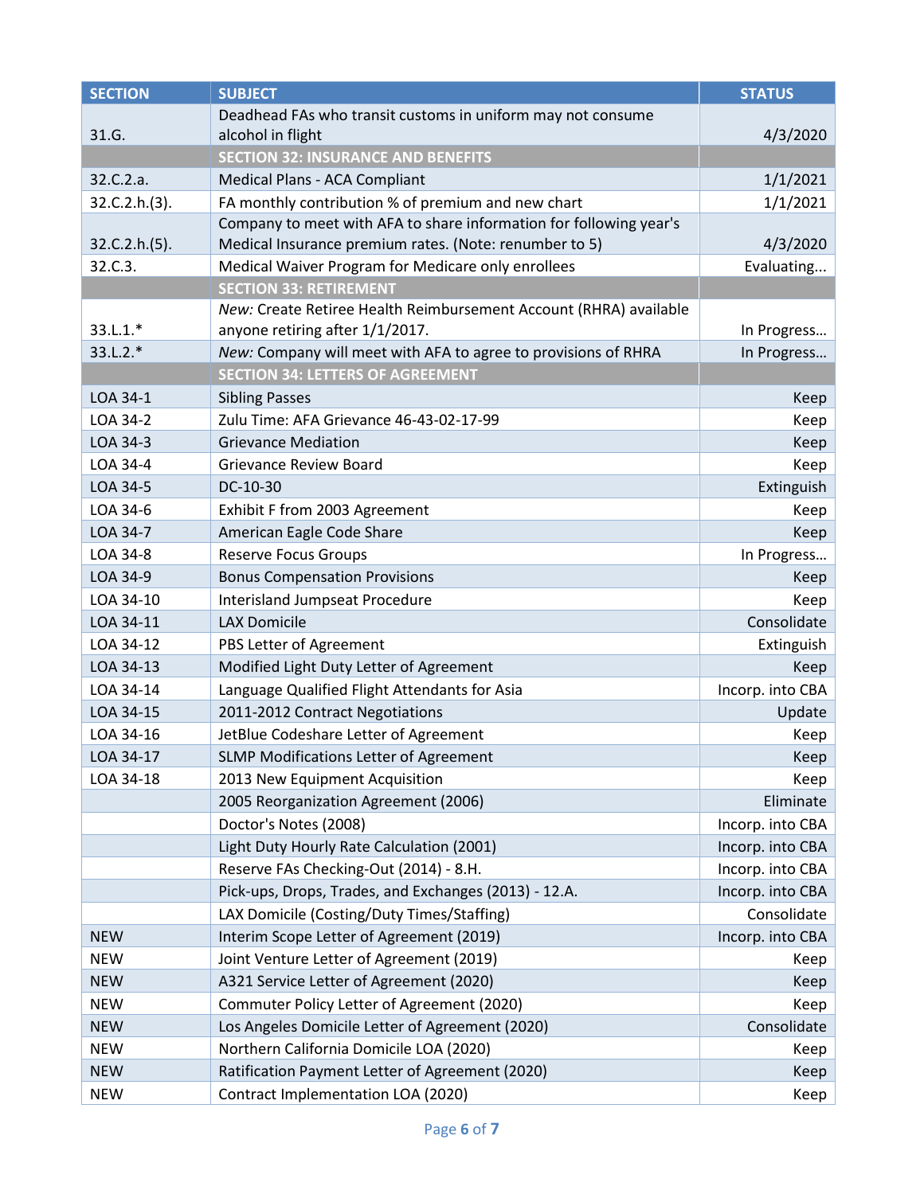| SECTION | SUBJECT | STATUS |
|---|---|---|
| 31.G. | Deadhead FAs who transit customs in uniform may not consume alcohol in flight | 4/3/2020 |
| | **SECTION 32: INSURANCE AND BENEFITS** | |
| 32.C.2.a. | Medical Plans - ACA Compliant | 1/1/2021 |
| 32.C.2.h.(3). | FA monthly contribution % of premium and new chart | 1/1/2021 |
| 32.C.2.h.(5). | Company to meet with AFA to share information for following year's Medical Insurance premium rates. (Note: renumber to 5) | 4/3/2020 |
| 32.C.3. | Medical Waiver Program for Medicare only enrollees | Evaluating… |
| | **SECTION 33: RETIREMENT** | |
| 33.L.1.* | *New:* Create Retiree Health Reimbursement Account (RHRA) available anyone retiring after 1/1/2017. | In Progress… |
| 33.L.2.* | *New:* Company will meet with AFA to agree to provisions of RHRA | In Progress… |
| | **SECTION 34: LETTERS OF AGREEMENT** | |
| LOA 34-1 | Sibling Passes | Keep |
| LOA 34-2 | Zulu Time: AFA Grievance 46-43-02-17-99 | Keep |
| LOA 34-3 | Grievance Mediation | Keep |
| LOA 34-4 | Grievance Review Board | Keep |
| LOA 34-5 | DC-10-30 | Extinguish |
| LOA 34-6 | Exhibit F from 2003 Agreement | Keep |
| LOA 34-7 | American Eagle Code Share | Keep |
| LOA 34-8 | Reserve Focus Groups | In Progress… |
| LOA 34-9 | Bonus Compensation Provisions | Keep |
| LOA 34-10 | Interisland Jumpseat Procedure | Keep |
| LOA 34-11 | LAX Domicile | Consolidate |
| LOA 34-12 | PBS Letter of Agreement | Extinguish |
| LOA 34-13 | Modified Light Duty Letter of Agreement | Keep |
| LOA 34-14 | Language Qualified Flight Attendants for Asia | Incorp. into CBA |
| LOA 34-15 | 2011-2012 Contract Negotiations | Update |
| LOA 34-16 | JetBlue Codeshare Letter of Agreement | Keep |
| LOA 34-17 | SLMP Modifications Letter of Agreement | Keep |
| LOA 34-18 | 2013 New Equipment Acquisition | Keep |
| | 2005 Reorganization Agreement (2006) | Eliminate |
| | Doctor's Notes (2008) | Incorp. into CBA |
| | Light Duty Hourly Rate Calculation (2001) | Incorp. into CBA |
| | Reserve FAs Checking-Out (2014) - 8.H. | Incorp. into CBA |
| | Pick-ups, Drops, Trades, and Exchanges (2013) - 12.A. | Incorp. into CBA |
| | LAX Domicile (Costing/Duty Times/Staffing) | Consolidate |
| NEW | Interim Scope Letter of Agreement (2019) | Incorp. into CBA |
| NEW | Joint Venture Letter of Agreement (2019) | Keep |
| NEW | A321 Service Letter of Agreement (2020) | Keep |
| NEW | Commuter Policy Letter of Agreement (2020) | Keep |
| NEW | Los Angeles Domicile Letter of Agreement (2020) | Consolidate |
| NEW | Northern California Domicile LOA (2020) | Keep |
| NEW | Ratification Payment Letter of Agreement (2020) | Keep |
| NEW | Contract Implementation LOA (2020) | Keep |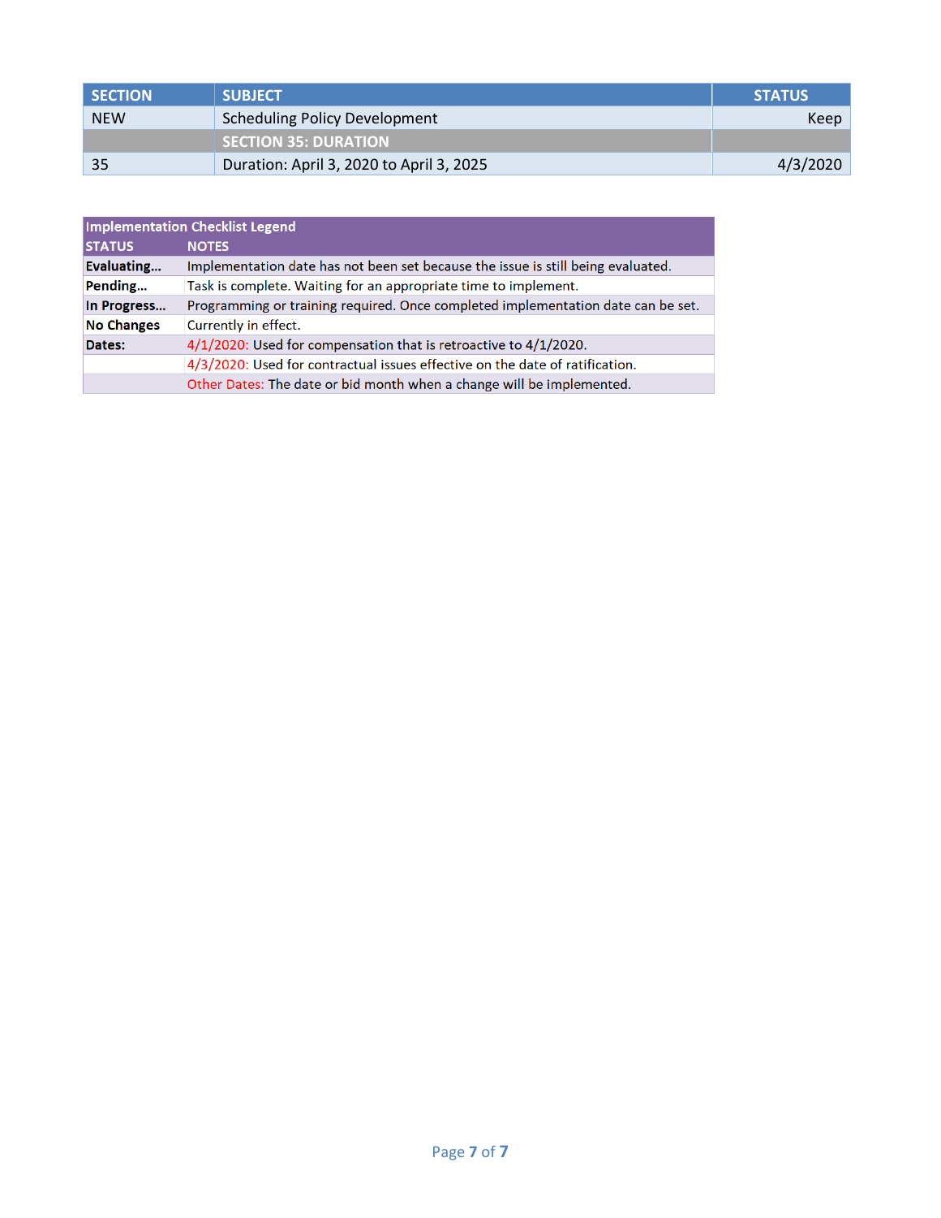| SECTION | SUBJECT | STATUS |
| --- | --- | --- |
| NEW | Scheduling Policy Development | Keep |
| | **SECTION 35: DURATION** | |
| 35 | Duration: April 3, 2020 to April 3, 2025 | 4/3/2020 |

| Implementation Checklist Legend | |
| --- | --- |
| **STATUS** | **NOTES** |
| **Evaluating…** | Implementation date has not been set because the issue is still being evaluated. |
| **Pending…** | Task is complete. Waiting for an appropriate time to implement. |
| **In Progress…** | Programming or training required. Once completed implementation date can be set. |
| **No Changes** | Currently in effect. |
| **Dates:** | 4/1/2020: Used for compensation that is retroactive to 4/1/2020. |
| | 4/3/2020: Used for contractual issues effective on the date of ratification. |
| | Other Dates: The date or bid month when a change will be implemented. |